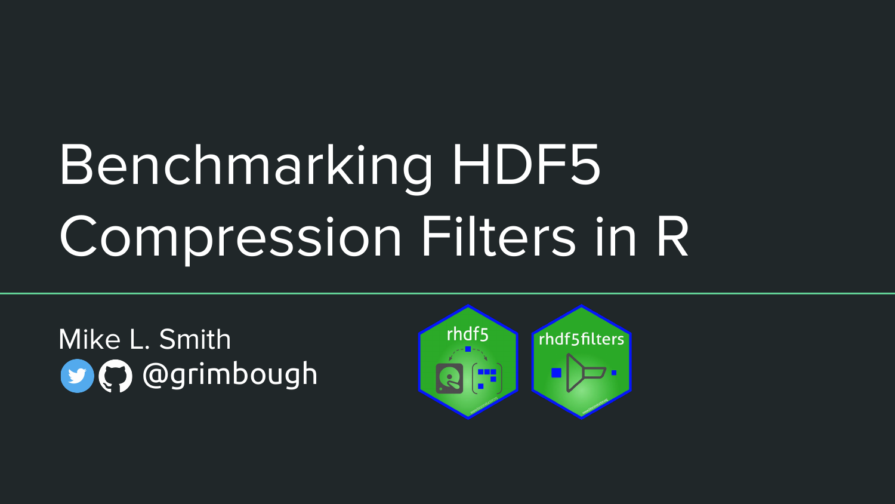# Benchmarking HDF5 Compression Filters in R

Mike L. Smith

@grimbough

rhdf5

rhdf5filters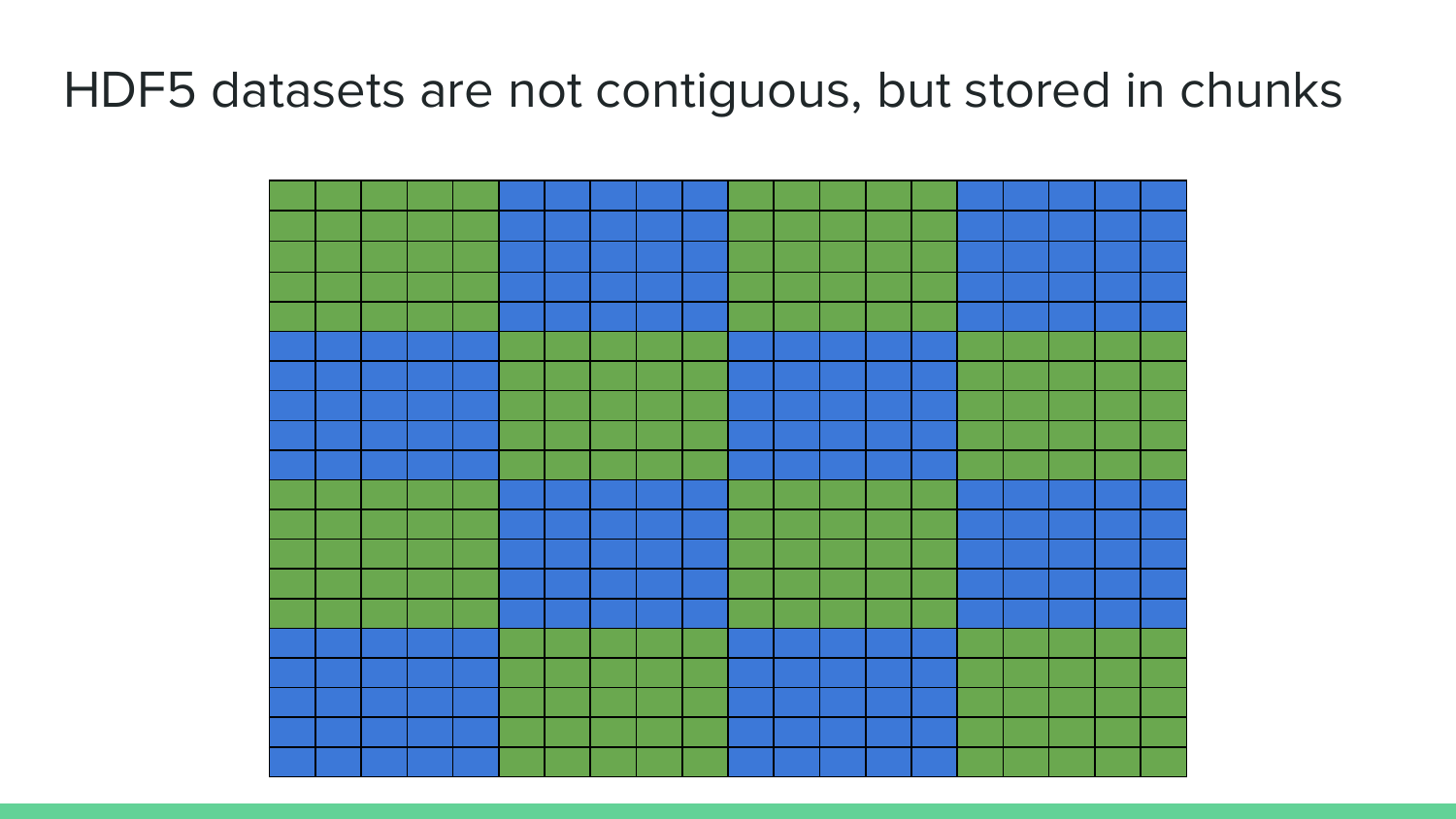# HDF5 datasets are not contiguous, but stored in chunks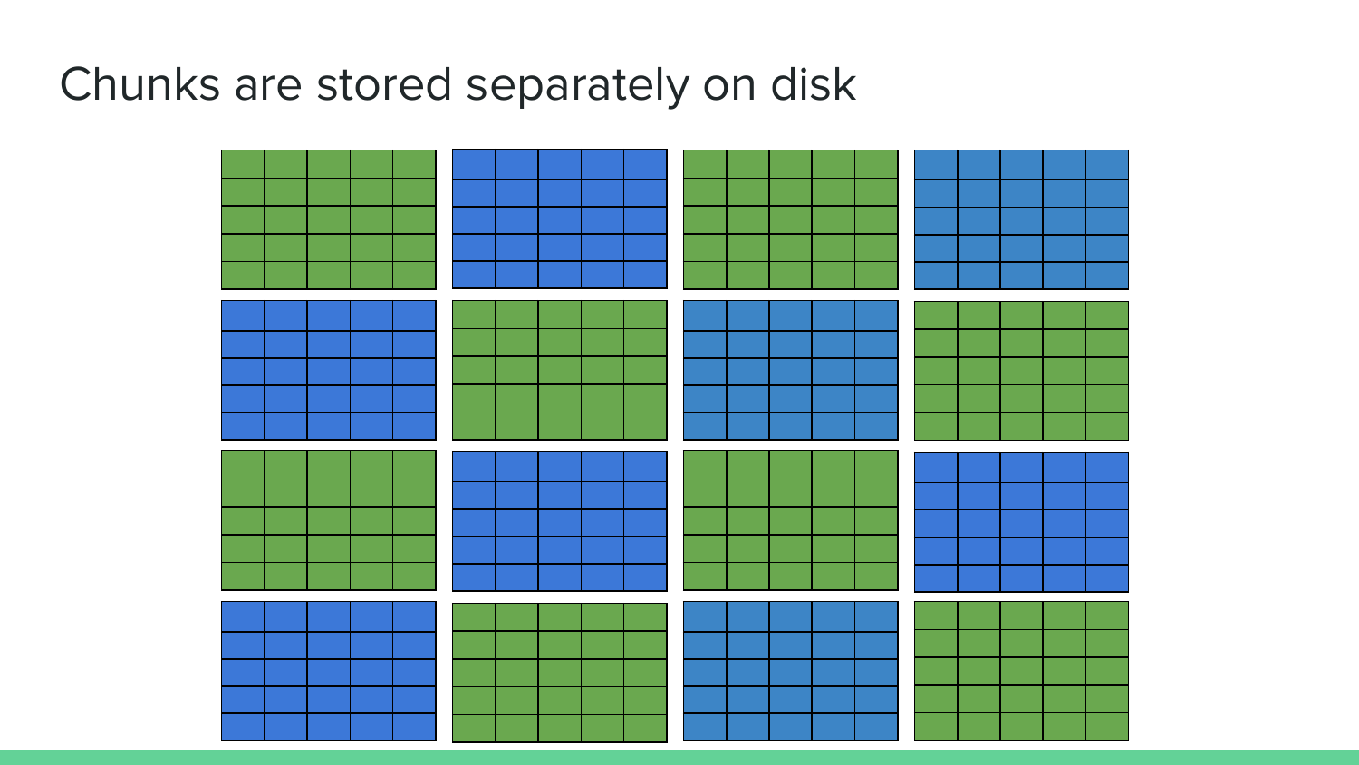# Chunks are stored separately on disk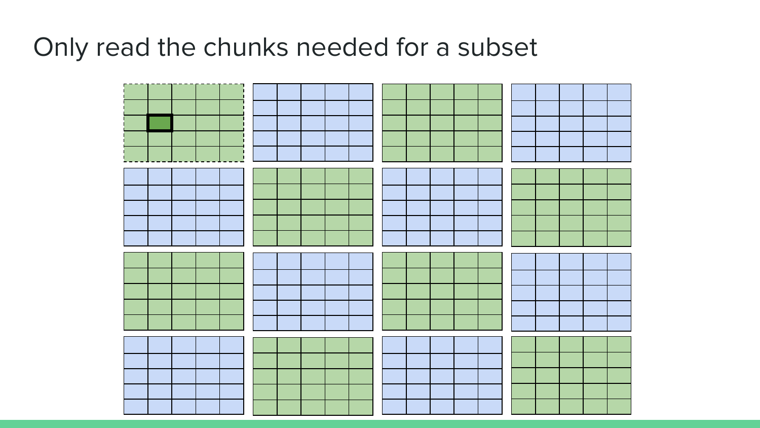# Only read the chunks needed for a subset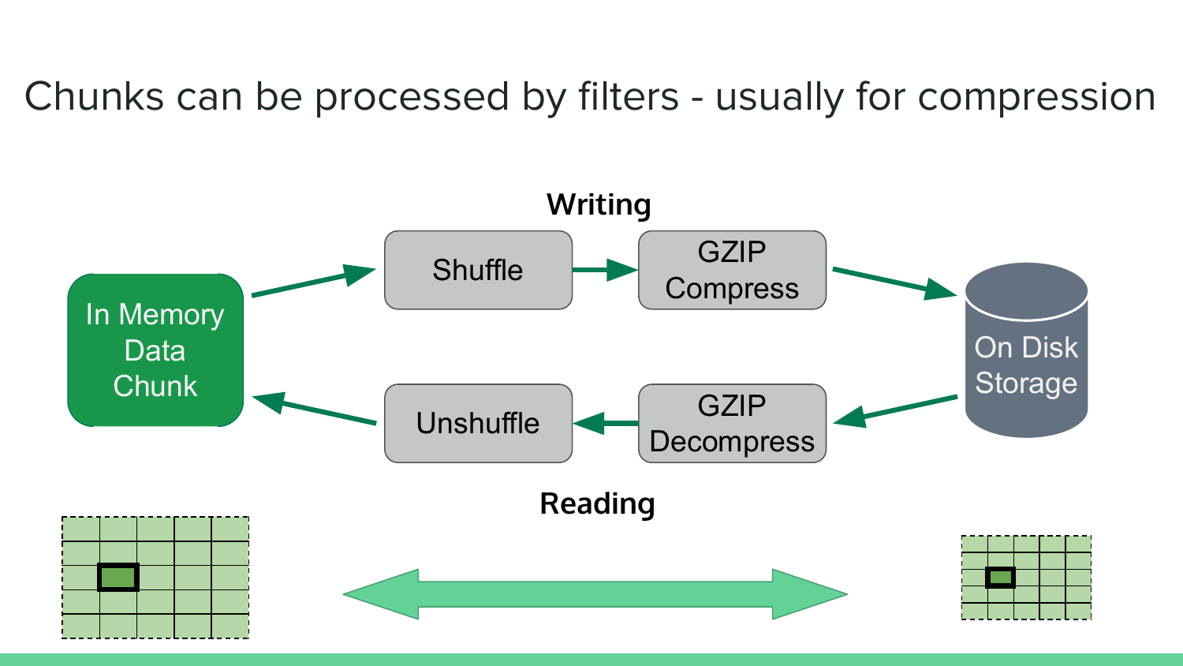# Chunks can be processed by filters - usually for compression

**Writing**

In Memory Data Chunk → Shuffle → GZIP Compress → On Disk Storage

**Reading**

On Disk Storage → GZIP Decompress → Unshuffle → In Memory Data Chunk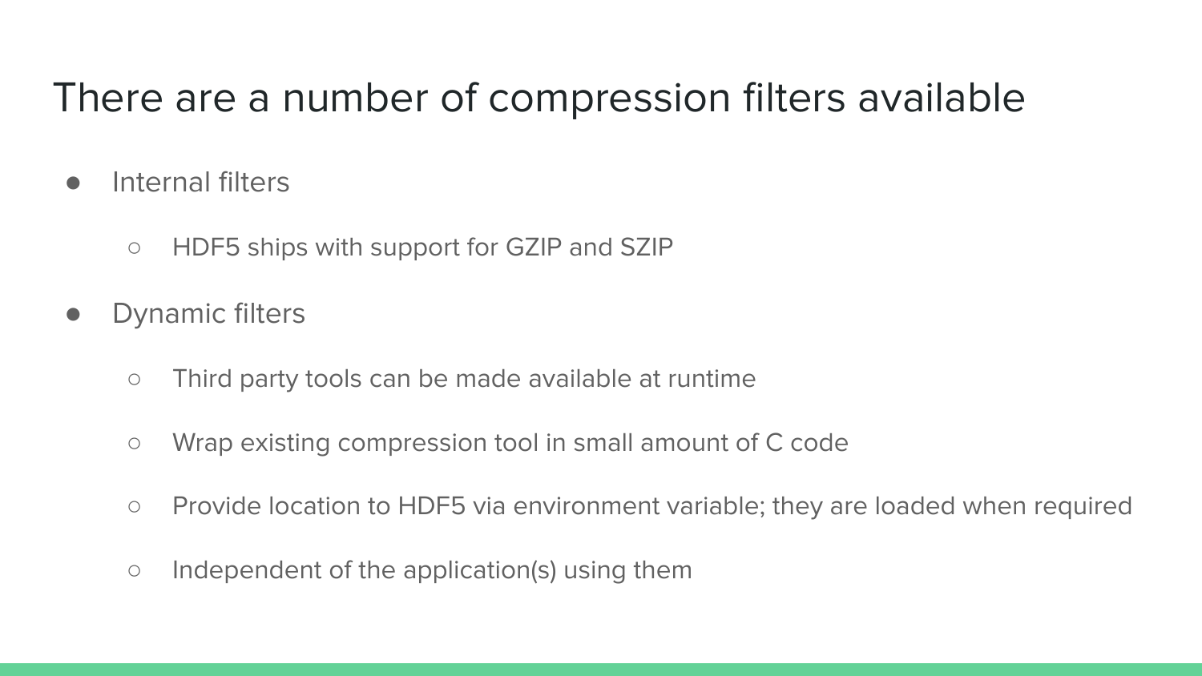# There are a number of compression filters available

- Internal filters
  - HDF5 ships with support for GZIP and SZIP
- Dynamic filters
  - Third party tools can be made available at runtime
  - Wrap existing compression tool in small amount of C code
  - Provide location to HDF5 via environment variable; they are loaded when required
  - Independent of the application(s) using them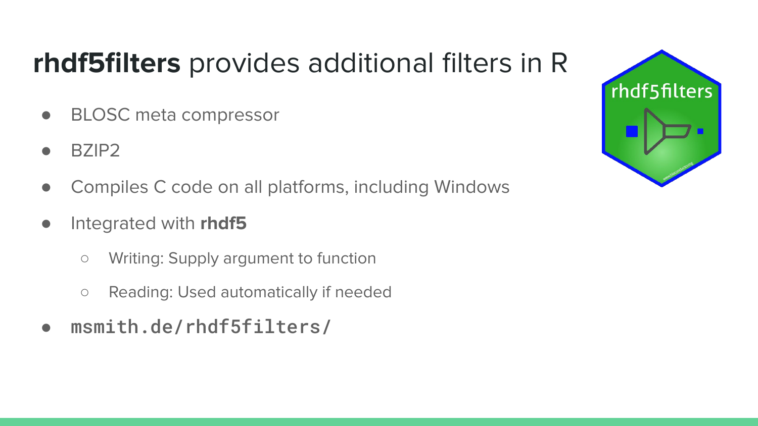# **rhdf5filters** provides additional filters in R

- BLOSC meta compressor
- BZIP2
- Compiles C code on all platforms, including Windows
- Integrated with **rhdf5**
    - Writing: Supply argument to function
    - Reading: Used automatically if needed
- `msmith.de/rhdf5filters/`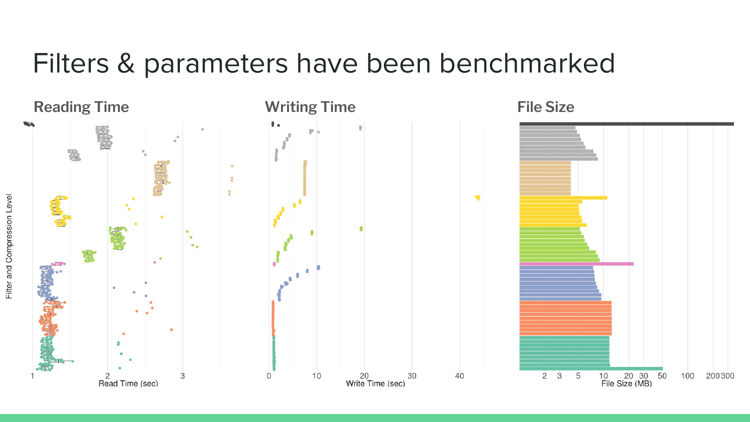# Filters & parameters have been benchmarked

## Reading Time

Filter and Compression Level

1 2 3

Read Time (sec)

## Writing Time

0 10 20 30 40

Write Time (sec)

## File Size

2 3 5 10 20 30 50 100 200 300

File Size (MB)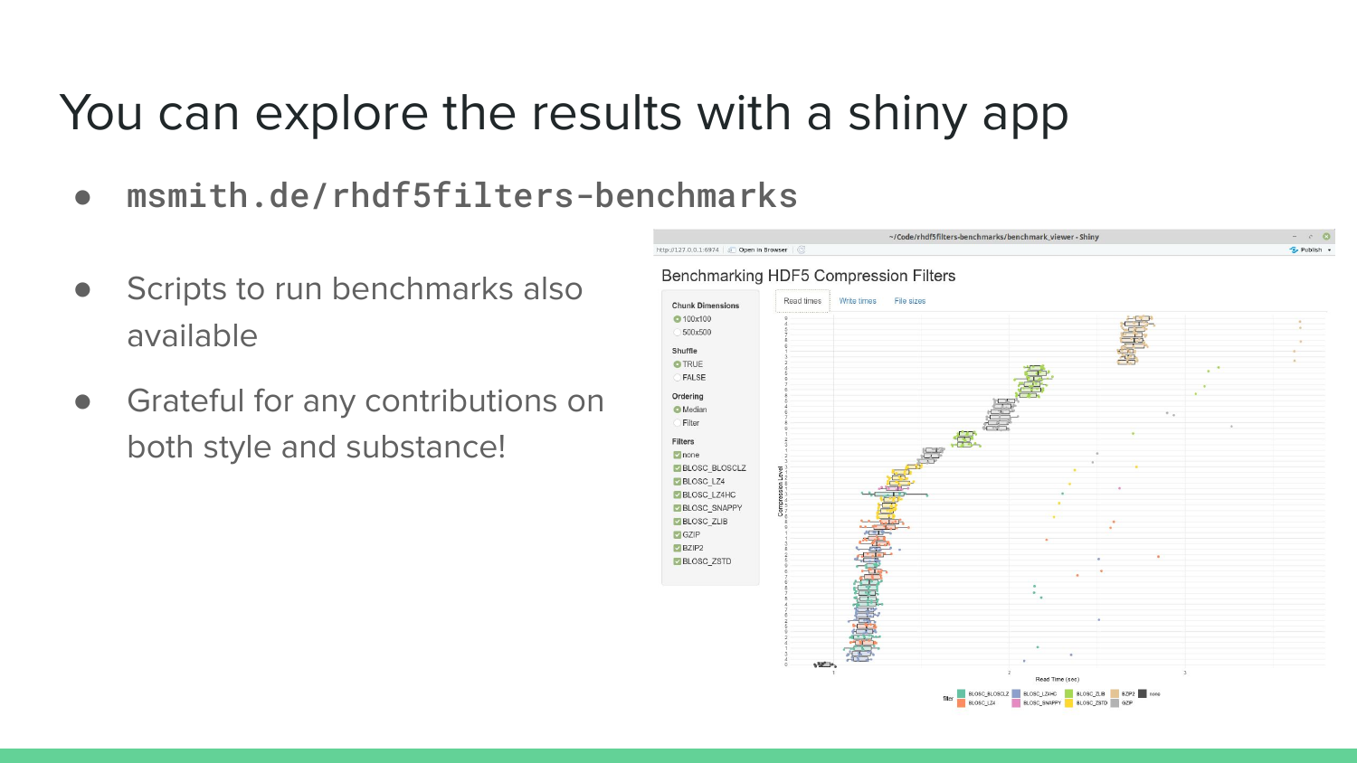# You can explore the results with a shiny app

- **msmith.de/rhdf5filters-benchmarks**

- Scripts to run benchmarks also available
- Grateful for any contributions on both style and substance!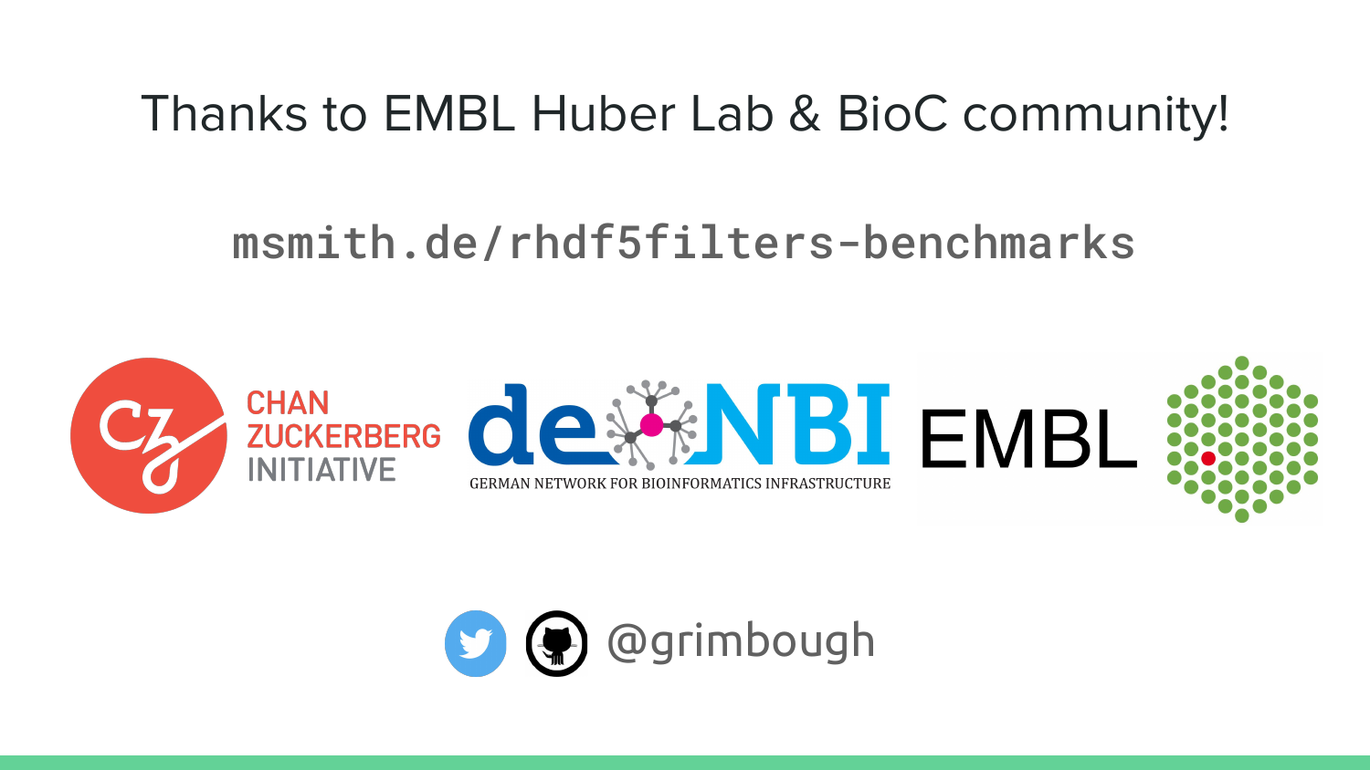# Thanks to EMBL Huber Lab & BioC community!

**msmith.de/rhdf5filters-benchmarks**

CHAN ZUCKERBERG INITIATIVE

de.NBI GERMAN NETWORK FOR BIOINFORMATICS INFRASTRUCTURE

EMBL

@grimbough